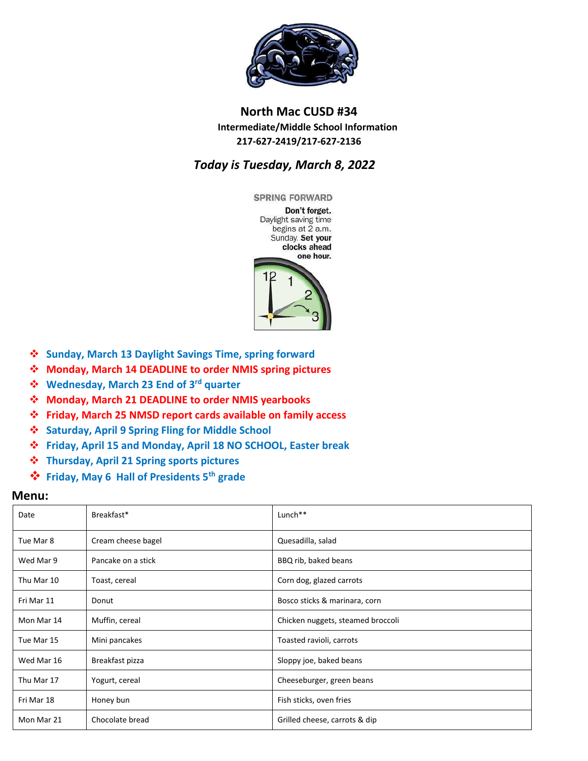# North Mac CUSD #34

**Intermediate/Middle School Information**

**217-627-2419/217-627-2136**

***Today is Tuesday, March 8, 2022***

**SPRING FORWARD**

**Don't forget.** Daylight saving time begins at 2 a.m. Sunday. **Set your clocks ahead one hour.**

- **Sunday, March 13 Daylight Savings Time, spring forward**
- **Monday, March 14 DEADLINE to order NMIS spring pictures**
- **Wednesday, March 23 End of 3rd quarter**
- **Monday, March 21 DEADLINE to order NMIS yearbooks**
- **Friday, March 25 NMSD report cards available on family access**
- **Saturday, April 9 Spring Fling for Middle School**
- **Friday, April 15 and Monday, April 18 NO SCHOOL, Easter break**
- **Thursday, April 21 Spring sports pictures**
- **Friday, May 6 Hall of Presidents 5th grade**

## Menu:

| Date | Breakfast* | Lunch** |
|---|---|---|
| Tue Mar 8 | Cream cheese bagel | Quesadilla, salad |
| Wed Mar 9 | Pancake on a stick | BBQ rib, baked beans |
| Thu Mar 10 | Toast, cereal | Corn dog, glazed carrots |
| Fri Mar 11 | Donut | Bosco sticks & marinara, corn |
| Mon Mar 14 | Muffin, cereal | Chicken nuggets, steamed broccoli |
| Tue Mar 15 | Mini pancakes | Toasted ravioli, carrots |
| Wed Mar 16 | Breakfast pizza | Sloppy joe, baked beans |
| Thu Mar 17 | Yogurt, cereal | Cheeseburger, green beans |
| Fri Mar 18 | Honey bun | Fish sticks, oven fries |
| Mon Mar 21 | Chocolate bread | Grilled cheese, carrots & dip |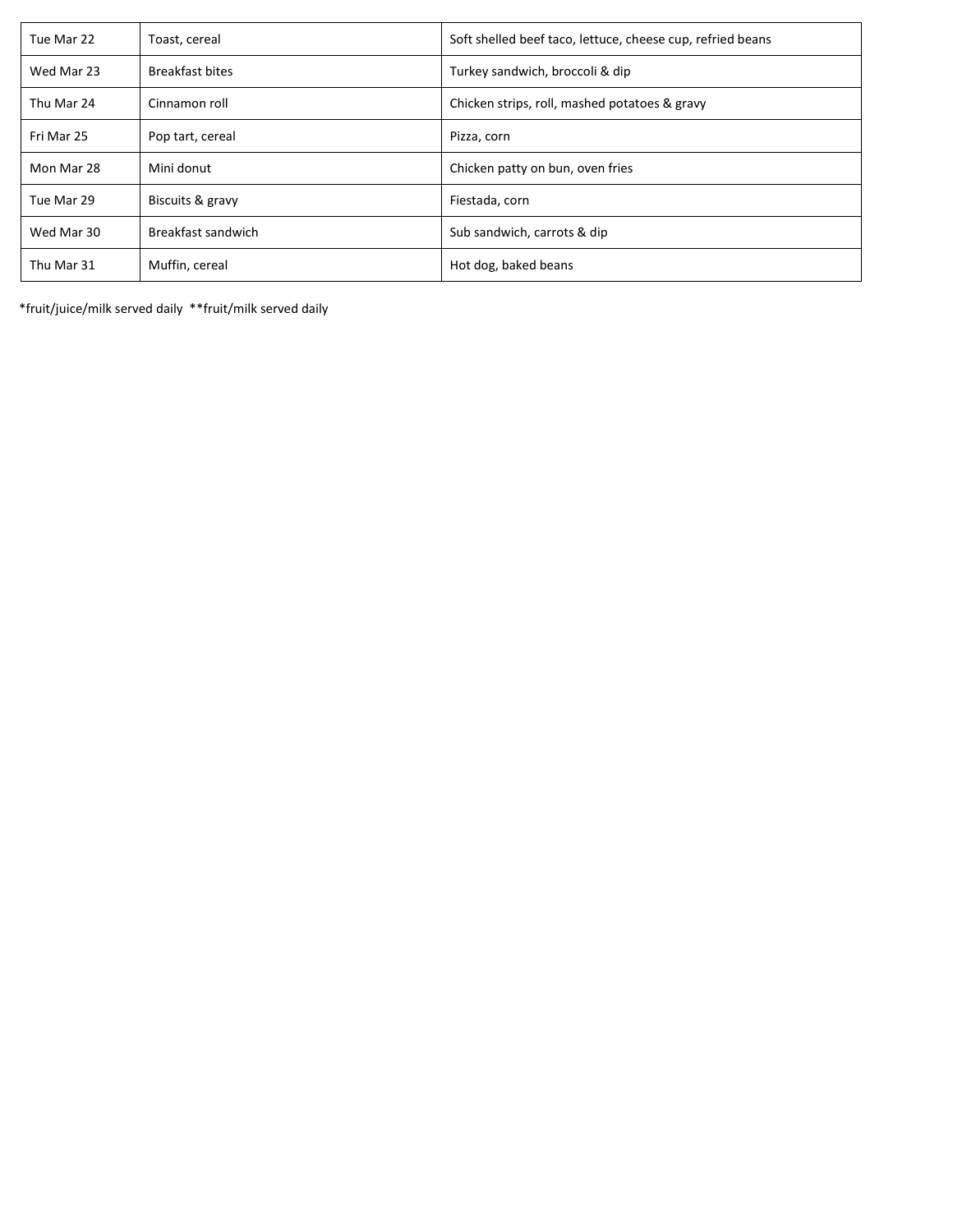| | | |
|---|---|---|
| Tue Mar 22 | Toast, cereal | Soft shelled beef taco, lettuce, cheese cup, refried beans |
| Wed Mar 23 | Breakfast bites | Turkey sandwich, broccoli & dip |
| Thu Mar 24 | Cinnamon roll | Chicken strips, roll, mashed potatoes & gravy |
| Fri Mar 25 | Pop tart, cereal | Pizza, corn |
| Mon Mar 28 | Mini donut | Chicken patty on bun, oven fries |
| Tue Mar 29 | Biscuits & gravy | Fiestada, corn |
| Wed Mar 30 | Breakfast sandwich | Sub sandwich, carrots & dip |
| Thu Mar 31 | Muffin, cereal | Hot dog, baked beans |

*fruit/juice/milk served daily **fruit/milk served daily